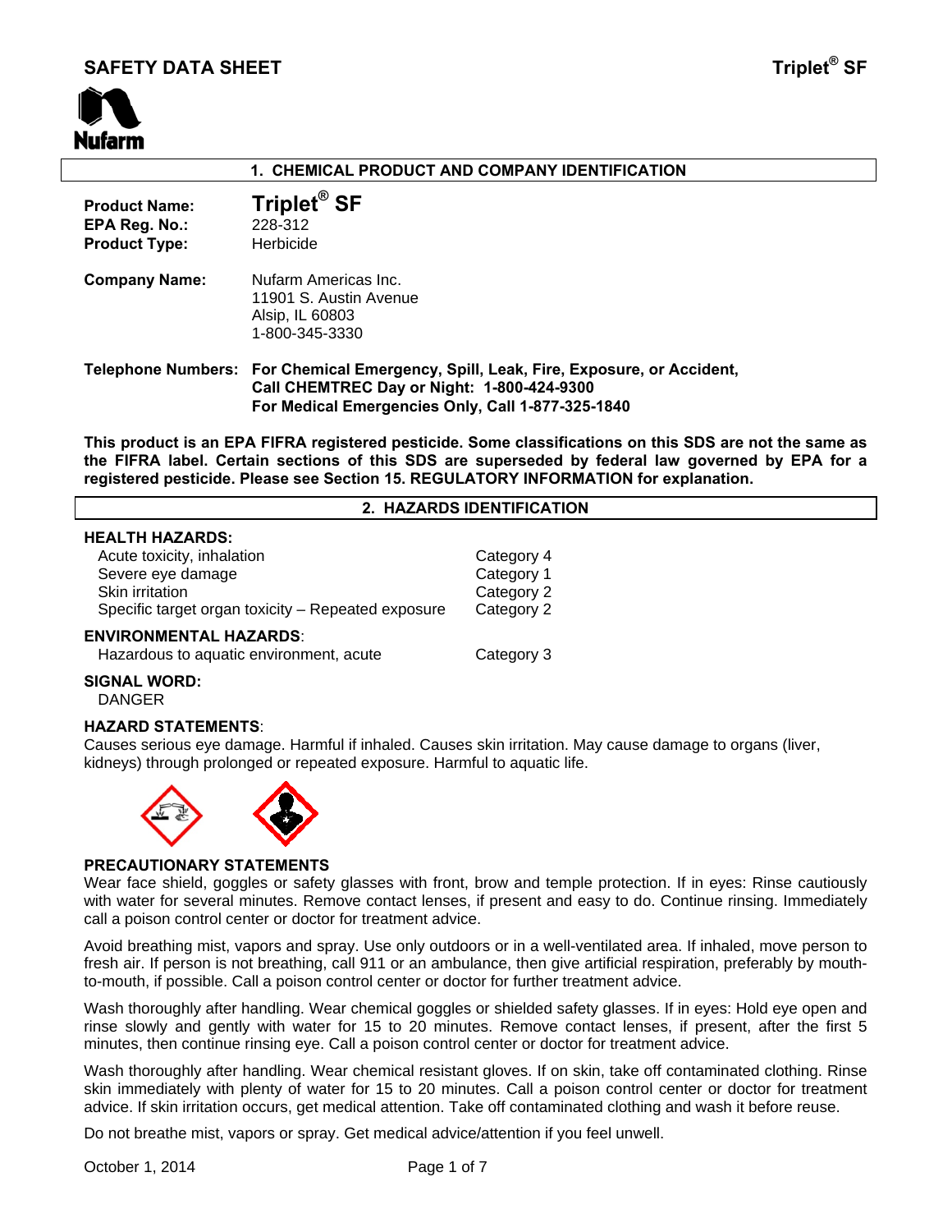# SAFETY DATA SHEET

## 1. CHEMICAL PRODUCT AND COMPANY IDENTIFICATION

**Product Name:** **Triplet® SF**
**EPA Reg. No.:** 228-312
**Product Type:** Herbicide

**Company Name:** Nufarm Americas Inc.
11901 S. Austin Avenue
Alsip, IL 60803
1-800-345-3330

**Telephone Numbers:** **For Chemical Emergency, Spill, Leak, Fire, Exposure, or Accident, Call CHEMTREC Day or Night: 1-800-424-9300**
**For Medical Emergencies Only, Call 1-877-325-1840**

**This product is an EPA FIFRA registered pesticide. Some classifications on this SDS are not the same as the FIFRA label. Certain sections of this SDS are superseded by federal law governed by EPA for a registered pesticide. Please see Section 15. REGULATORY INFORMATION for explanation.**

## 2. HAZARDS IDENTIFICATION

**HEALTH HAZARDS:**

| | |
|---|---|
| Acute toxicity, inhalation | Category 4 |
| Severe eye damage | Category 1 |
| Skin irritation | Category 2 |
| Specific target organ toxicity – Repeated exposure | Category 2 |

**ENVIRONMENTAL HAZARDS**:

| | |
|---|---|
| Hazardous to aquatic environment, acute | Category 3 |

**SIGNAL WORD:**
DANGER

**HAZARD STATEMENTS**:
Causes serious eye damage. Harmful if inhaled. Causes skin irritation. May cause damage to organs (liver, kidneys) through prolonged or repeated exposure. Harmful to aquatic life.

**PRECAUTIONARY STATEMENTS**
Wear face shield, goggles or safety glasses with front, brow and temple protection. If in eyes: Rinse cautiously with water for several minutes. Remove contact lenses, if present and easy to do. Continue rinsing. Immediately call a poison control center or doctor for treatment advice.

Avoid breathing mist, vapors and spray. Use only outdoors or in a well-ventilated area. If inhaled, move person to fresh air. If person is not breathing, call 911 or an ambulance, then give artificial respiration, preferably by mouth-to-mouth, if possible. Call a poison control center or doctor for further treatment advice.

Wash thoroughly after handling. Wear chemical goggles or shielded safety glasses. If in eyes: Hold eye open and rinse slowly and gently with water for 15 to 20 minutes. Remove contact lenses, if present, after the first 5 minutes, then continue rinsing eye. Call a poison control center or doctor for treatment advice.

Wash thoroughly after handling. Wear chemical resistant gloves. If on skin, take off contaminated clothing. Rinse skin immediately with plenty of water for 15 to 20 minutes. Call a poison control center or doctor for treatment advice. If skin irritation occurs, get medical attention. Take off contaminated clothing and wash it before reuse.

Do not breathe mist, vapors or spray. Get medical advice/attention if you feel unwell.

October 1, 2014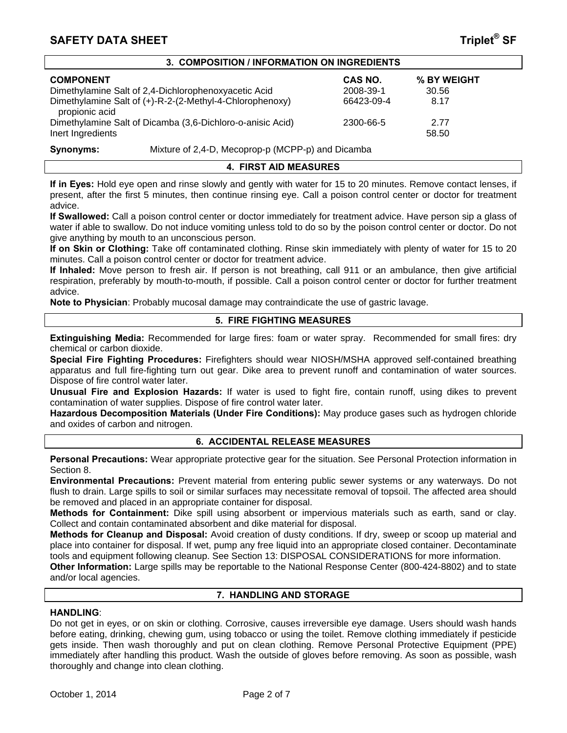## 3. COMPOSITION / INFORMATION ON INGREDIENTS

| COMPONENT | CAS NO. | % BY WEIGHT |
|---|---|---|
| Dimethylamine Salt of 2,4-Dichlorophenoxyacetic Acid | 2008-39-1 | 30.56 |
| Dimethylamine Salt of (+)-R-2-(2-Methyl-4-Chlorophenoxy) propionic acid | 66423-09-4 | 8.17 |
| Dimethylamine Salt of Dicamba (3,6-Dichloro-o-anisic Acid) | 2300-66-5 | 2.77 |
| Inert Ingredients | | 58.50 |

**Synonyms:** Mixture of 2,4-D, Mecoprop-p (MCPP-p) and Dicamba

## 4. FIRST AID MEASURES

**If in Eyes:** Hold eye open and rinse slowly and gently with water for 15 to 20 minutes. Remove contact lenses, if present, after the first 5 minutes, then continue rinsing eye. Call a poison control center or doctor for treatment advice.

**If Swallowed:** Call a poison control center or doctor immediately for treatment advice. Have person sip a glass of water if able to swallow. Do not induce vomiting unless told to do so by the poison control center or doctor. Do not give anything by mouth to an unconscious person.

**If on Skin or Clothing:** Take off contaminated clothing. Rinse skin immediately with plenty of water for 15 to 20 minutes. Call a poison control center or doctor for treatment advice.

**If Inhaled:** Move person to fresh air. If person is not breathing, call 911 or an ambulance, then give artificial respiration, preferably by mouth-to-mouth, if possible. Call a poison control center or doctor for further treatment advice.

**Note to Physician**: Probably mucosal damage may contraindicate the use of gastric lavage.

## 5. FIRE FIGHTING MEASURES

**Extinguishing Media:** Recommended for large fires: foam or water spray. Recommended for small fires: dry chemical or carbon dioxide.

**Special Fire Fighting Procedures:** Firefighters should wear NIOSH/MSHA approved self-contained breathing apparatus and full fire-fighting turn out gear. Dike area to prevent runoff and contamination of water sources. Dispose of fire control water later.

**Unusual Fire and Explosion Hazards:** If water is used to fight fire, contain runoff, using dikes to prevent contamination of water supplies. Dispose of fire control water later.

**Hazardous Decomposition Materials (Under Fire Conditions):** May produce gases such as hydrogen chloride and oxides of carbon and nitrogen.

## 6. ACCIDENTAL RELEASE MEASURES

**Personal Precautions:** Wear appropriate protective gear for the situation. See Personal Protection information in Section 8.

**Environmental Precautions:** Prevent material from entering public sewer systems or any waterways. Do not flush to drain. Large spills to soil or similar surfaces may necessitate removal of topsoil. The affected area should be removed and placed in an appropriate container for disposal.

**Methods for Containment:** Dike spill using absorbent or impervious materials such as earth, sand or clay. Collect and contain contaminated absorbent and dike material for disposal.

**Methods for Cleanup and Disposal:** Avoid creation of dusty conditions. If dry, sweep or scoop up material and place into container for disposal. If wet, pump any free liquid into an appropriate closed container. Decontaminate tools and equipment following cleanup. See Section 13: DISPOSAL CONSIDERATIONS for more information.

**Other Information:** Large spills may be reportable to the National Response Center (800-424-8802) and to state and/or local agencies.

## 7. HANDLING AND STORAGE

**HANDLING**:

Do not get in eyes, or on skin or clothing. Corrosive, causes irreversible eye damage. Users should wash hands before eating, drinking, chewing gum, using tobacco or using the toilet. Remove clothing immediately if pesticide gets inside. Then wash thoroughly and put on clean clothing. Remove Personal Protective Equipment (PPE) immediately after handling this product. Wash the outside of gloves before removing. As soon as possible, wash thoroughly and change into clean clothing.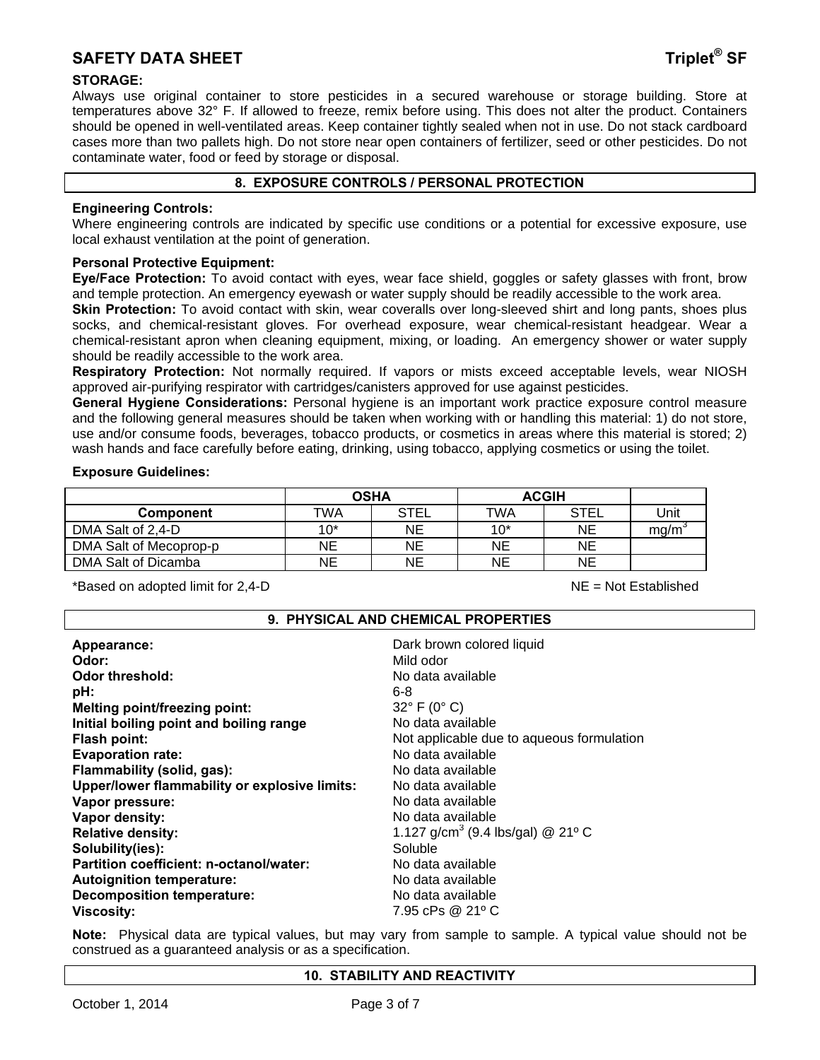**STORAGE:**
Always use original container to store pesticides in a secured warehouse or storage building. Store at temperatures above 32° F. If allowed to freeze, remix before using. This does not alter the product. Containers should be opened in well-ventilated areas. Keep container tightly sealed when not in use. Do not stack cardboard cases more than two pallets high. Do not store near open containers of fertilizer, seed or other pesticides. Do not contaminate water, food or feed by storage or disposal.

## 8. EXPOSURE CONTROLS / PERSONAL PROTECTION

**Engineering Controls:**
Where engineering controls are indicated by specific use conditions or a potential for excessive exposure, use local exhaust ventilation at the point of generation.

**Personal Protective Equipment:**
**Eye/Face Protection:** To avoid contact with eyes, wear face shield, goggles or safety glasses with front, brow and temple protection. An emergency eyewash or water supply should be readily accessible to the work area.
**Skin Protection:** To avoid contact with skin, wear coveralls over long-sleeved shirt and long pants, shoes plus socks, and chemical-resistant gloves. For overhead exposure, wear chemical-resistant headgear. Wear a chemical-resistant apron when cleaning equipment, mixing, or loading. An emergency shower or water supply should be readily accessible to the work area.
**Respiratory Protection:** Not normally required. If vapors or mists exceed acceptable levels, wear NIOSH approved air-purifying respirator with cartridges/canisters approved for use against pesticides.
**General Hygiene Considerations:** Personal hygiene is an important work practice exposure control measure and the following general measures should be taken when working with or handling this material: 1) do not store, use and/or consume foods, beverages, tobacco products, or cosmetics in areas where this material is stored; 2) wash hands and face carefully before eating, drinking, using tobacco, applying cosmetics or using the toilet.

**Exposure Guidelines:**

| | OSHA | | ACGIH | | |
|---|---|---|---|---|---|
| **Component** | TWA | STEL | TWA | STEL | Unit |
| DMA Salt of 2,4-D | 10* | NE | 10* | NE | $mg/m^3$ |
| DMA Salt of Mecoprop-p | NE | NE | NE | NE | |
| DMA Salt of Dicamba | NE | NE | NE | NE | |

*Based on adopted limit for 2,4-D — NE = Not Established

## 9. PHYSICAL AND CHEMICAL PROPERTIES

**Appearance:** Dark brown colored liquid
**Odor:** Mild odor
**Odor threshold:** No data available
**pH:** 6-8
**Melting point/freezing point:** 32° F (0° C)
**Initial boiling point and boiling range** No data available
**Flash point:** Not applicable due to aqueous formulation
**Evaporation rate:** No data available
**Flammability (solid, gas):** No data available
**Upper/lower flammability or explosive limits:** No data available
**Vapor pressure:** No data available
**Vapor density:** No data available
**Relative density:** 1.127 $g/cm^3$ (9.4 lbs/gal) @ 21º C
**Solubility(ies):** Soluble
**Partition coefficient: n-octanol/water:** No data available
**Autoignition temperature:** No data available
**Decomposition temperature:** No data available
**Viscosity:** 7.95 cPs @ 21º C

**Note:** Physical data are typical values, but may vary from sample to sample. A typical value should not be construed as a guaranteed analysis or as a specification.

## 10. STABILITY AND REACTIVITY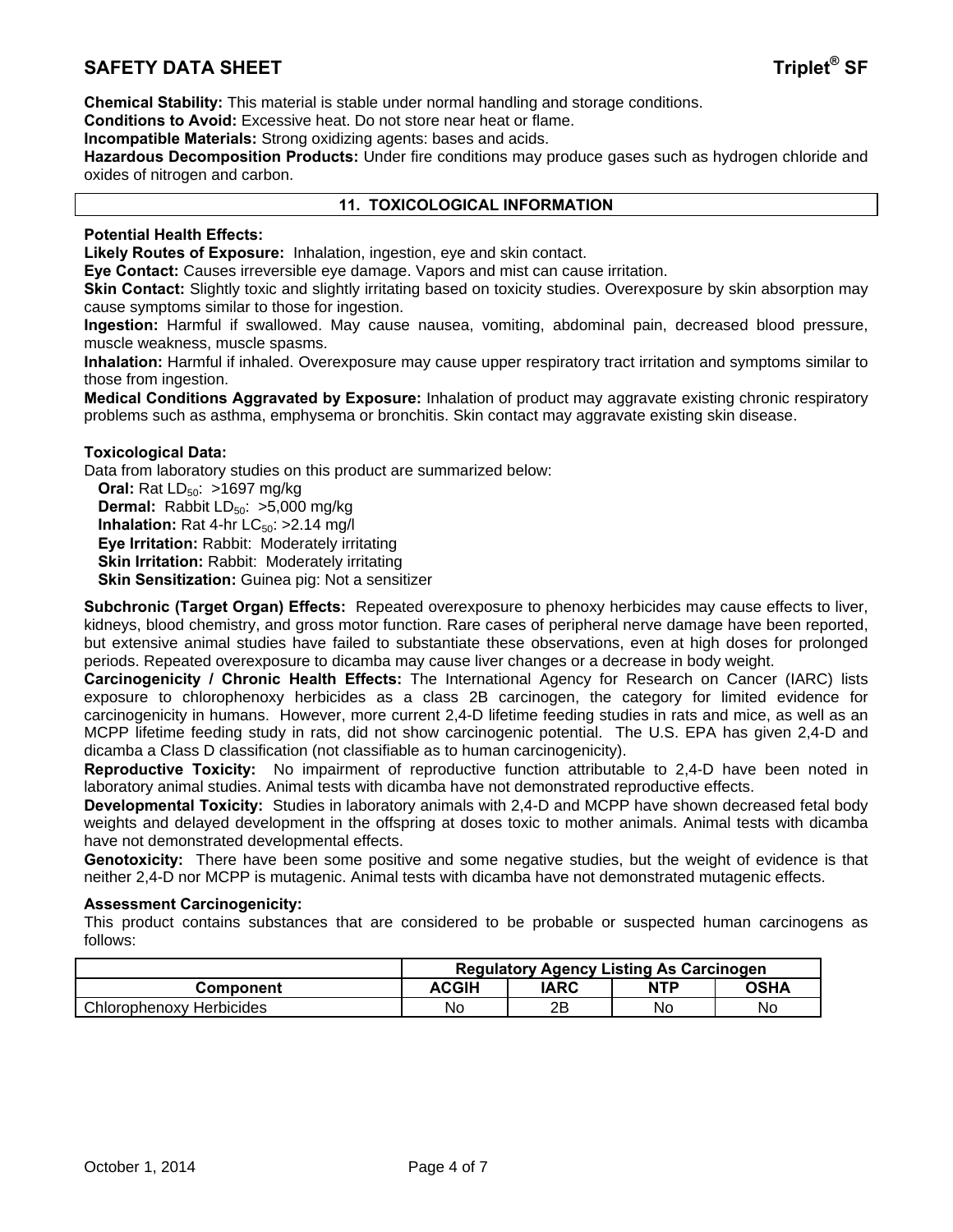**Chemical Stability:** This material is stable under normal handling and storage conditions.
**Conditions to Avoid:** Excessive heat. Do not store near heat or flame.
**Incompatible Materials:** Strong oxidizing agents: bases and acids.
**Hazardous Decomposition Products:** Under fire conditions may produce gases such as hydrogen chloride and oxides of nitrogen and carbon.

## 11. TOXICOLOGICAL INFORMATION

**Potential Health Effects:**
**Likely Routes of Exposure:** Inhalation, ingestion, eye and skin contact.
**Eye Contact:** Causes irreversible eye damage. Vapors and mist can cause irritation.
**Skin Contact:** Slightly toxic and slightly irritating based on toxicity studies. Overexposure by skin absorption may cause symptoms similar to those for ingestion.
**Ingestion:** Harmful if swallowed. May cause nausea, vomiting, abdominal pain, decreased blood pressure, muscle weakness, muscle spasms.
**Inhalation:** Harmful if inhaled. Overexposure may cause upper respiratory tract irritation and symptoms similar to those from ingestion.
**Medical Conditions Aggravated by Exposure:** Inhalation of product may aggravate existing chronic respiratory problems such as asthma, emphysema or bronchitis. Skin contact may aggravate existing skin disease.

**Toxicological Data:**
Data from laboratory studies on this product are summarized below:

- **Oral:** Rat $LD_{50}$: >1697 mg/kg
- **Dermal:** Rabbit $LD_{50}$: >5,000 mg/kg
- **Inhalation:** Rat 4-hr $LC_{50}$: >2.14 mg/l
- **Eye Irritation:** Rabbit: Moderately irritating
- **Skin Irritation:** Rabbit: Moderately irritating
- **Skin Sensitization:** Guinea pig: Not a sensitizer

**Subchronic (Target Organ) Effects:** Repeated overexposure to phenoxy herbicides may cause effects to liver, kidneys, blood chemistry, and gross motor function. Rare cases of peripheral nerve damage have been reported, but extensive animal studies have failed to substantiate these observations, even at high doses for prolonged periods. Repeated overexposure to dicamba may cause liver changes or a decrease in body weight.
**Carcinogenicity / Chronic Health Effects:** The International Agency for Research on Cancer (IARC) lists exposure to chlorophenoxy herbicides as a class 2B carcinogen, the category for limited evidence for carcinogenicity in humans. However, more current 2,4-D lifetime feeding studies in rats and mice, as well as an MCPP lifetime feeding study in rats, did not show carcinogenic potential. The U.S. EPA has given 2,4-D and dicamba a Class D classification (not classifiable as to human carcinogenicity).
**Reproductive Toxicity:** No impairment of reproductive function attributable to 2,4-D have been noted in laboratory animal studies. Animal tests with dicamba have not demonstrated reproductive effects.
**Developmental Toxicity:** Studies in laboratory animals with 2,4-D and MCPP have shown decreased fetal body weights and delayed development in the offspring at doses toxic to mother animals. Animal tests with dicamba have not demonstrated developmental effects.
**Genotoxicity:** There have been some positive and some negative studies, but the weight of evidence is that neither 2,4-D nor MCPP is mutagenic. Animal tests with dicamba have not demonstrated mutagenic effects.

**Assessment Carcinogenicity:**
This product contains substances that are considered to be probable or suspected human carcinogens as follows:

| | Regulatory Agency Listing As Carcinogen | | | |
|---|---|---|---|---|
| **Component** | **ACGIH** | **IARC** | **NTP** | **OSHA** |
| Chlorophenoxy Herbicides | No | 2B | No | No |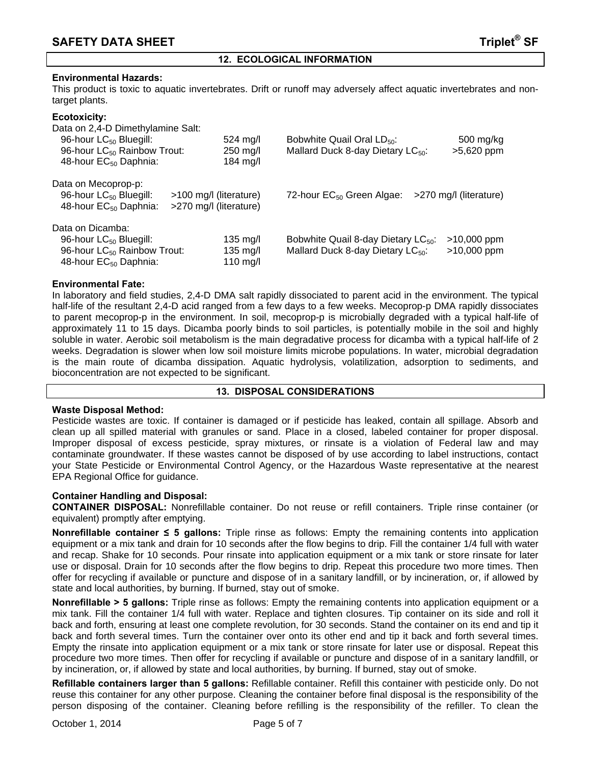## 12. ECOLOGICAL INFORMATION

**Environmental Hazards:**
This product is toxic to aquatic invertebrates. Drift or runoff may adversely affect aquatic invertebrates and non-target plants.

**Ecotoxicity:**

Data on 2,4-D Dimethylamine Salt:

| | | | |
|---|---|---|---|
| 96-hour $LC_{50}$ Bluegill: | 524 mg/l | Bobwhite Quail Oral $LD_{50}$: | 500 mg/kg |
| 96-hour $LC_{50}$ Rainbow Trout: | 250 mg/l | Mallard Duck 8-day Dietary $LC_{50}$: | >5,620 ppm |
| 48-hour $EC_{50}$ Daphnia: | 184 mg/l | | |

Data on Mecoprop-p:

| | | | |
|---|---|---|---|
| 96-hour $LC_{50}$ Bluegill: | >100 mg/l (literature) | 72-hour $EC_{50}$ Green Algae: | >270 mg/l (literature) |
| 48-hour $EC_{50}$ Daphnia: | >270 mg/l (literature) | | |

Data on Dicamba:

| | | | |
|---|---|---|---|
| 96-hour $LC_{50}$ Bluegill: | 135 mg/l | Bobwhite Quail 8-day Dietary $LC_{50}$: | >10,000 ppm |
| 96-hour $LC_{50}$ Rainbow Trout: | 135 mg/l | Mallard Duck 8-day Dietary $LC_{50}$: | >10,000 ppm |
| 48-hour $EC_{50}$ Daphnia: | 110 mg/l | | |

**Environmental Fate:**
In laboratory and field studies, 2,4-D DMA salt rapidly dissociated to parent acid in the environment. The typical half-life of the resultant 2,4-D acid ranged from a few days to a few weeks. Mecoprop-p DMA rapidly dissociates to parent mecoprop-p in the environment. In soil, mecoprop-p is microbially degraded with a typical half-life of approximately 11 to 15 days. Dicamba poorly binds to soil particles, is potentially mobile in the soil and highly soluble in water. Aerobic soil metabolism is the main degradative process for dicamba with a typical half-life of 2 weeks. Degradation is slower when low soil moisture limits microbe populations. In water, microbial degradation is the main route of dicamba dissipation. Aquatic hydrolysis, volatilization, adsorption to sediments, and bioconcentration are not expected to be significant.

## 13. DISPOSAL CONSIDERATIONS

**Waste Disposal Method:**
Pesticide wastes are toxic. If container is damaged or if pesticide has leaked, contain all spillage. Absorb and clean up all spilled material with granules or sand. Place in a closed, labeled container for proper disposal. Improper disposal of excess pesticide, spray mixtures, or rinsate is a violation of Federal law and may contaminate groundwater. If these wastes cannot be disposed of by use according to label instructions, contact your State Pesticide or Environmental Control Agency, or the Hazardous Waste representative at the nearest EPA Regional Office for guidance.

**Container Handling and Disposal:**

**CONTAINER DISPOSAL:** Nonrefillable container. Do not reuse or refill containers. Triple rinse container (or equivalent) promptly after emptying.

**Nonrefillable container ≤ 5 gallons:** Triple rinse as follows: Empty the remaining contents into application equipment or a mix tank and drain for 10 seconds after the flow begins to drip. Fill the container 1/4 full with water and recap. Shake for 10 seconds. Pour rinsate into application equipment or a mix tank or store rinsate for later use or disposal. Drain for 10 seconds after the flow begins to drip. Repeat this procedure two more times. Then offer for recycling if available or puncture and dispose of in a sanitary landfill, or by incineration, or, if allowed by state and local authorities, by burning. If burned, stay out of smoke.

**Nonrefillable > 5 gallons:** Triple rinse as follows: Empty the remaining contents into application equipment or a mix tank. Fill the container 1/4 full with water. Replace and tighten closures. Tip container on its side and roll it back and forth, ensuring at least one complete revolution, for 30 seconds. Stand the container on its end and tip it back and forth several times. Turn the container over onto its other end and tip it back and forth several times. Empty the rinsate into application equipment or a mix tank or store rinsate for later use or disposal. Repeat this procedure two more times. Then offer for recycling if available or puncture and dispose of in a sanitary landfill, or by incineration, or, if allowed by state and local authorities, by burning. If burned, stay out of smoke.

**Refillable containers larger than 5 gallons:** Refillable container. Refill this container with pesticide only. Do not reuse this container for any other purpose. Cleaning the container before final disposal is the responsibility of the person disposing of the container. Cleaning before refilling is the responsibility of the refiller. To clean the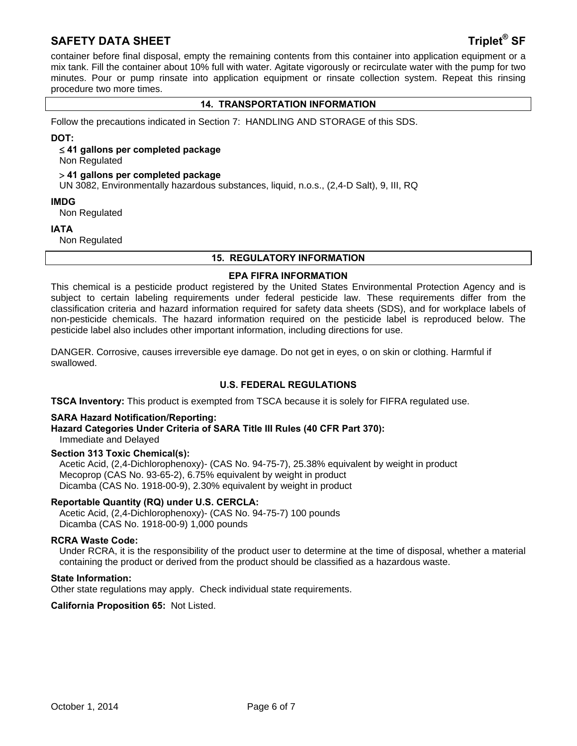container before final disposal, empty the remaining contents from this container into application equipment or a mix tank. Fill the container about 10% full with water. Agitate vigorously or recirculate water with the pump for two minutes. Pour or pump rinsate into application equipment or rinsate collection system. Repeat this rinsing procedure two more times.

## 14. TRANSPORTATION INFORMATION

Follow the precautions indicated in Section 7: HANDLING AND STORAGE of this SDS.

**DOT:**

**≤ 41 gallons per completed package**
Non Regulated

**> 41 gallons per completed package**
UN 3082, Environmentally hazardous substances, liquid, n.o.s., (2,4-D Salt), 9, III, RQ

**IMDG**
Non Regulated

**IATA**
Non Regulated

## 15. REGULATORY INFORMATION

### EPA FIFRA INFORMATION

This chemical is a pesticide product registered by the United States Environmental Protection Agency and is subject to certain labeling requirements under federal pesticide law. These requirements differ from the classification criteria and hazard information required for safety data sheets (SDS), and for workplace labels of non-pesticide chemicals. The hazard information required on the pesticide label is reproduced below. The pesticide label also includes other important information, including directions for use.

DANGER. Corrosive, causes irreversible eye damage. Do not get in eyes, o on skin or clothing. Harmful if swallowed.

### U.S. FEDERAL REGULATIONS

**TSCA Inventory:** This product is exempted from TSCA because it is solely for FIFRA regulated use.

**SARA Hazard Notification/Reporting:**
**Hazard Categories Under Criteria of SARA Title III Rules (40 CFR Part 370):**
Immediate and Delayed

**Section 313 Toxic Chemical(s):**
Acetic Acid, (2,4-Dichlorophenoxy)- (CAS No. 94-75-7), 25.38% equivalent by weight in product
Mecoprop (CAS No. 93-65-2), 6.75% equivalent by weight in product
Dicamba (CAS No. 1918-00-9), 2.30% equivalent by weight in product

**Reportable Quantity (RQ) under U.S. CERCLA:**
Acetic Acid, (2,4-Dichlorophenoxy)- (CAS No. 94-75-7) 100 pounds
Dicamba (CAS No. 1918-00-9) 1,000 pounds

**RCRA Waste Code:**
Under RCRA, it is the responsibility of the product user to determine at the time of disposal, whether a material containing the product or derived from the product should be classified as a hazardous waste.

**State Information:**
Other state regulations may apply. Check individual state requirements.

**California Proposition 65:** Not Listed.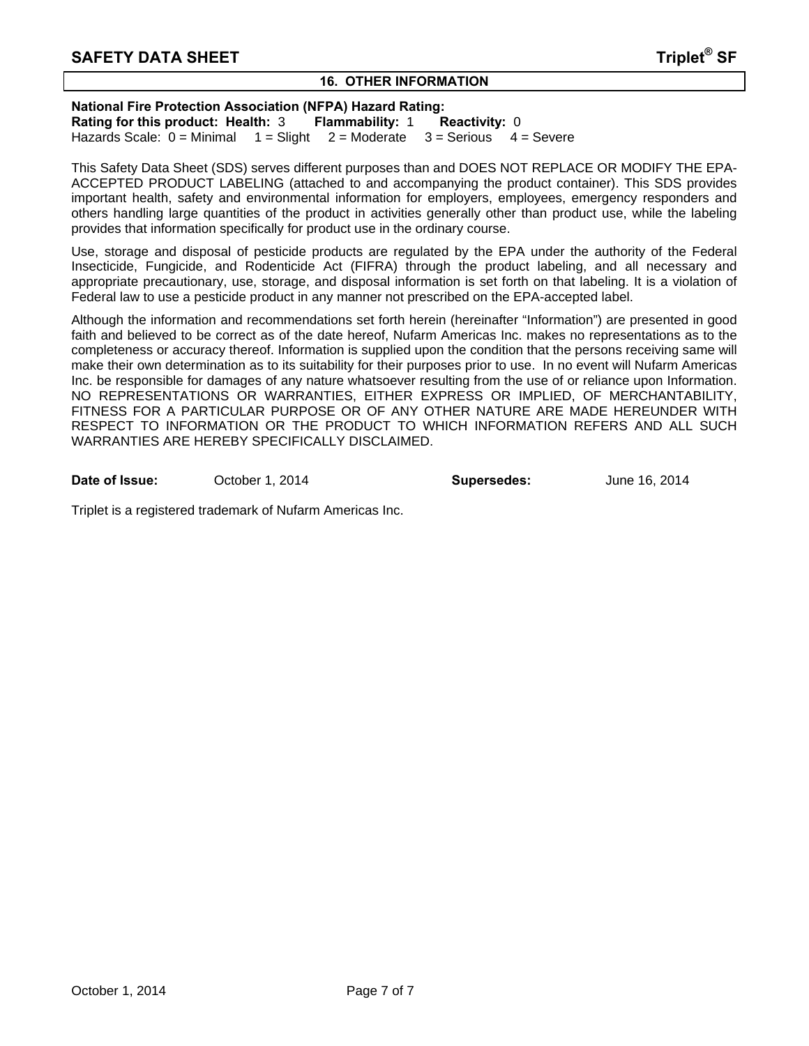## 16. OTHER INFORMATION

**National Fire Protection Association (NFPA) Hazard Rating:**
**Rating for this product: Health:** 3 **Flammability:** 1 **Reactivity:** 0
Hazards Scale: 0 = Minimal 1 = Slight 2 = Moderate 3 = Serious 4 = Severe

This Safety Data Sheet (SDS) serves different purposes than and DOES NOT REPLACE OR MODIFY THE EPA-ACCEPTED PRODUCT LABELING (attached to and accompanying the product container). This SDS provides important health, safety and environmental information for employers, employees, emergency responders and others handling large quantities of the product in activities generally other than product use, while the labeling provides that information specifically for product use in the ordinary course.

Use, storage and disposal of pesticide products are regulated by the EPA under the authority of the Federal Insecticide, Fungicide, and Rodenticide Act (FIFRA) through the product labeling, and all necessary and appropriate precautionary, use, storage, and disposal information is set forth on that labeling. It is a violation of Federal law to use a pesticide product in any manner not prescribed on the EPA-accepted label.

Although the information and recommendations set forth herein (hereinafter "Information") are presented in good faith and believed to be correct as of the date hereof, Nufarm Americas Inc. makes no representations as to the completeness or accuracy thereof. Information is supplied upon the condition that the persons receiving same will make their own determination as to its suitability for their purposes prior to use. In no event will Nufarm Americas Inc. be responsible for damages of any nature whatsoever resulting from the use of or reliance upon Information. NO REPRESENTATIONS OR WARRANTIES, EITHER EXPRESS OR IMPLIED, OF MERCHANTABILITY, FITNESS FOR A PARTICULAR PURPOSE OR OF ANY OTHER NATURE ARE MADE HEREUNDER WITH RESPECT TO INFORMATION OR THE PRODUCT TO WHICH INFORMATION REFERS AND ALL SUCH WARRANTIES ARE HEREBY SPECIFICALLY DISCLAIMED.

**Date of Issue:** October 1, 2014 **Supersedes:** June 16, 2014

Triplet is a registered trademark of Nufarm Americas Inc.